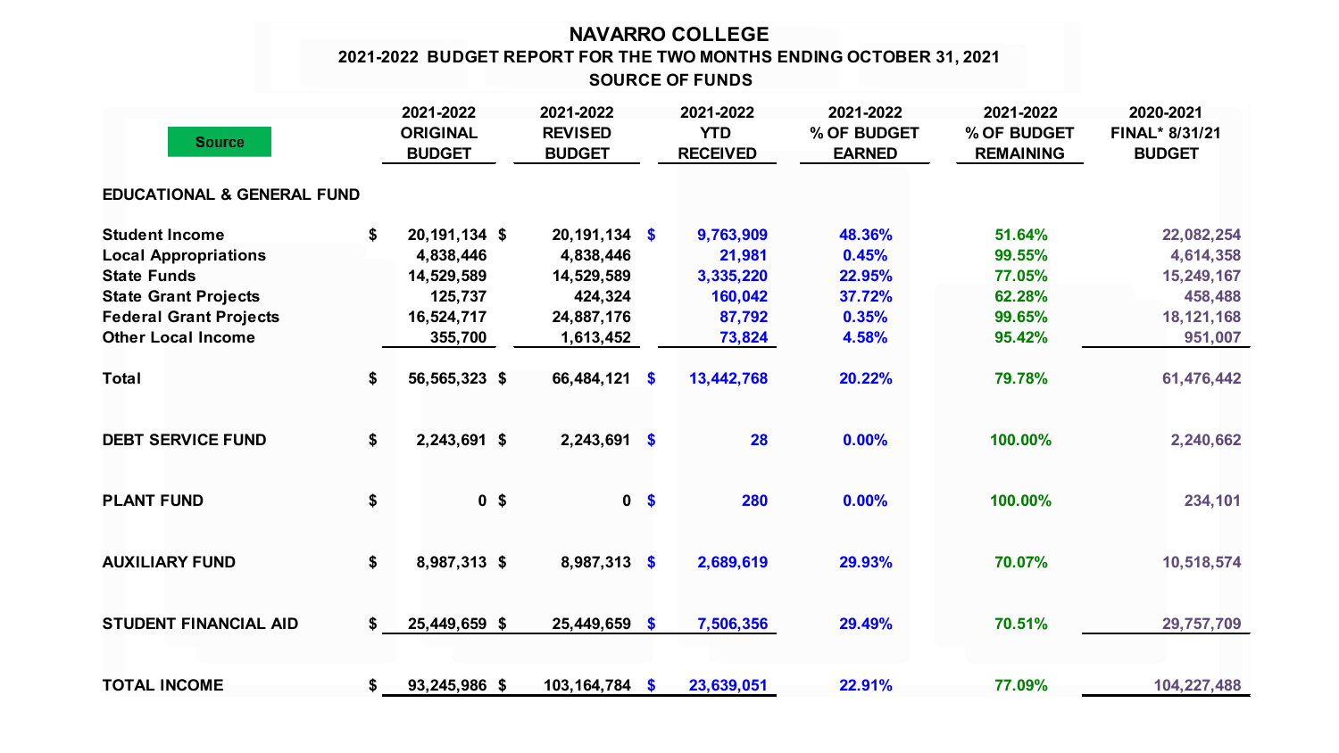# NAVARRO COLLEGE

## 2021-2022 BUDGET REPORT FOR THE TWO MONTHS ENDING OCTOBER 31, 2021

### SOURCE OF FUNDS

| Source | 2021-2022 ORIGINAL BUDGET | 2021-2022 REVISED BUDGET | 2021-2022 YTD RECEIVED | 2021-2022 % OF BUDGET EARNED | 2021-2022 % OF BUDGET REMAINING | 2020-2021 FINAL* 8/31/21 BUDGET |
|---|---|---|---|---|---|---|
| **EDUCATIONAL & GENERAL FUND** | | | | | | |
| Student Income | $ 20,191,134 | $ 20,191,134 | $ 9,763,909 | 48.36% | 51.64% | 22,082,254 |
| Local Appropriations | 4,838,446 | 4,838,446 | 21,981 | 0.45% | 99.55% | 4,614,358 |
| State Funds | 14,529,589 | 14,529,589 | 3,335,220 | 22.95% | 77.05% | 15,249,167 |
| State Grant Projects | 125,737 | 424,324 | 160,042 | 37.72% | 62.28% | 458,488 |
| Federal Grant Projects | 16,524,717 | 24,887,176 | 87,792 | 0.35% | 99.65% | 18,121,168 |
| Other Local Income | 355,700 | 1,613,452 | 73,824 | 4.58% | 95.42% | 951,007 |
| Total | $ 56,565,323 | $ 66,484,121 | $ 13,442,768 | 20.22% | 79.78% | 61,476,442 |
| **DEBT SERVICE FUND** | $ 2,243,691 | $ 2,243,691 | $ 28 | 0.00% | 100.00% | 2,240,662 |
| **PLANT FUND** | $ 0 | $ 0 | $ 280 | 0.00% | 100.00% | 234,101 |
| **AUXILIARY FUND** | $ 8,987,313 | $ 8,987,313 | $ 2,689,619 | 29.93% | 70.07% | 10,518,574 |
| **STUDENT FINANCIAL AID** | $ 25,449,659 | $ 25,449,659 | $ 7,506,356 | 29.49% | 70.51% | 29,757,709 |
| **TOTAL INCOME** | $ 93,245,986 | $ 103,164,784 | $ 23,639,051 | 22.91% | 77.09% | 104,227,488 |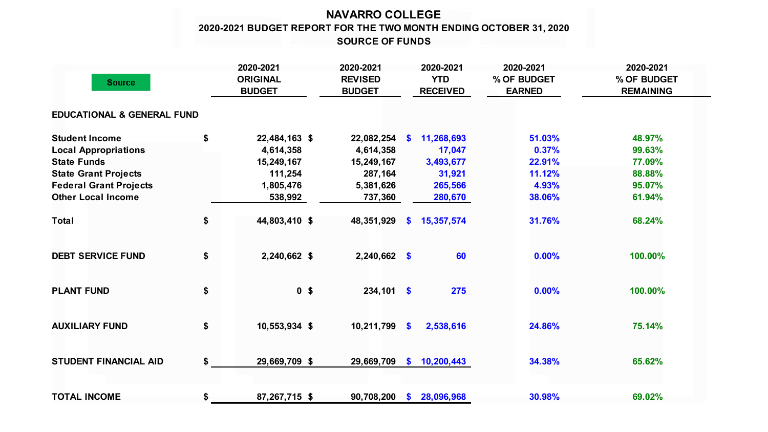# NAVARRO COLLEGE

## 2020-2021 BUDGET REPORT FOR THE TWO MONTH ENDING OCTOBER 31, 2020

## SOURCE OF FUNDS

| Source | 2020-2021 ORIGINAL BUDGET | 2020-2021 REVISED BUDGET | 2020-2021 YTD RECEIVED | 2020-2021 % OF BUDGET EARNED | 2020-2021 % OF BUDGET REMAINING |
|---|---|---|---|---|---|
| **EDUCATIONAL & GENERAL FUND** | | | | | |
| Student Income | $ 22,484,163 | $ 22,082,254 | $ 11,268,693 | 51.03% | 48.97% |
| Local Appropriations | 4,614,358 | 4,614,358 | 17,047 | 0.37% | 99.63% |
| State Funds | 15,249,167 | 15,249,167 | 3,493,677 | 22.91% | 77.09% |
| State Grant Projects | 111,254 | 287,164 | 31,921 | 11.12% | 88.88% |
| Federal Grant Projects | 1,805,476 | 5,381,626 | 265,566 | 4.93% | 95.07% |
| Other Local Income | 538,992 | 737,360 | 280,670 | 38.06% | 61.94% |
| **Total** | $ 44,803,410 | $ 48,351,929 | $ 15,357,574 | 31.76% | 68.24% |
| **DEBT SERVICE FUND** | $ 2,240,662 | $ 2,240,662 | $ 60 | 0.00% | 100.00% |
| **PLANT FUND** | $ 0 | $ 234,101 | $ 275 | 0.00% | 100.00% |
| **AUXILIARY FUND** | $ 10,553,934 | $ 10,211,799 | $ 2,538,616 | 24.86% | 75.14% |
| **STUDENT FINANCIAL AID** | $ 29,669,709 | $ 29,669,709 | $ 10,200,443 | 34.38% | 65.62% |
| **TOTAL INCOME** | $ 87,267,715 | $ 90,708,200 | $ 28,096,968 | 30.98% | 69.02% |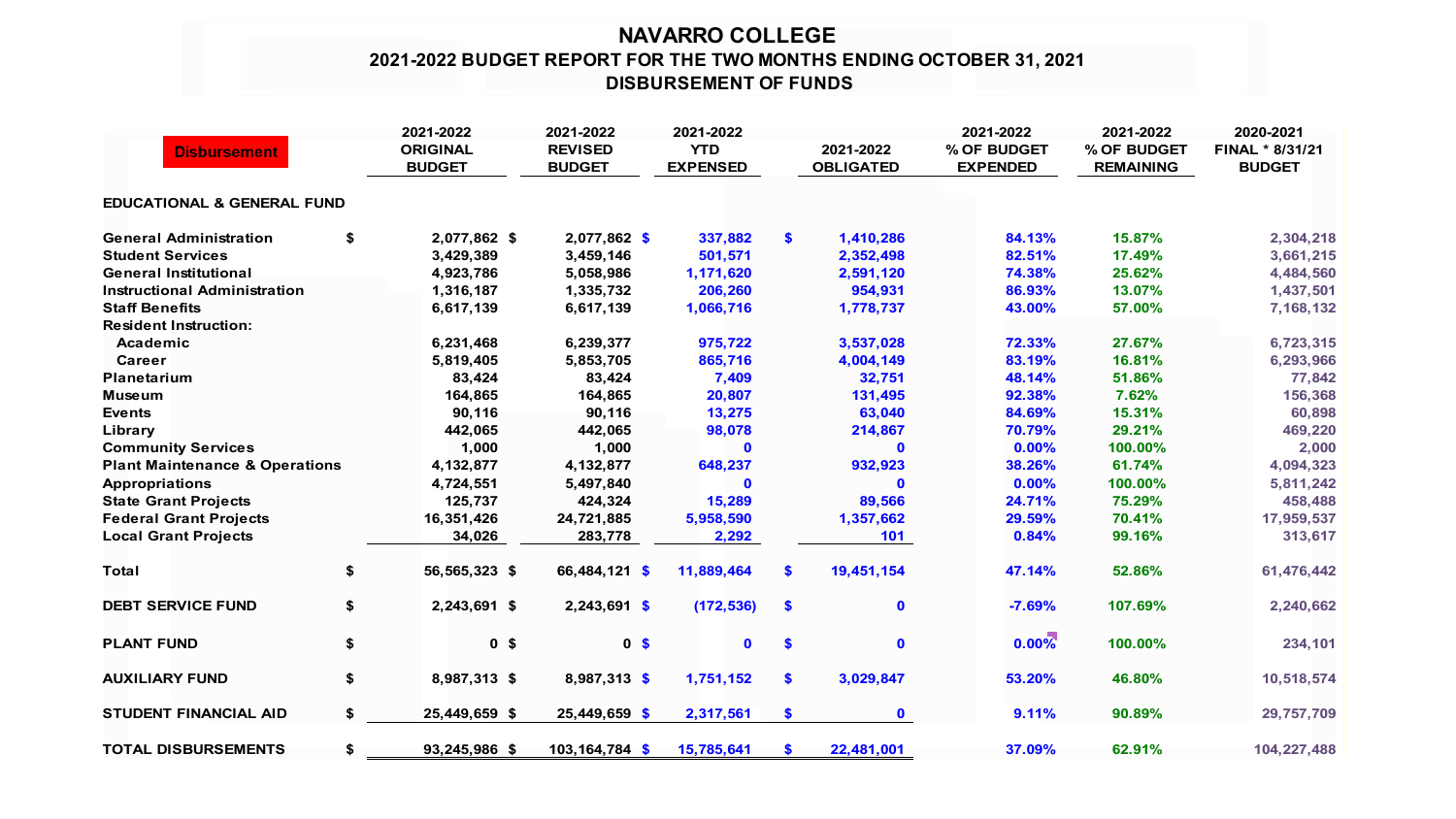# NAVARRO COLLEGE
## 2021-2022 BUDGET REPORT FOR THE TWO MONTHS ENDING OCTOBER 31, 2021
## DISBURSEMENT OF FUNDS

| Disbursement | 2021-2022 ORIGINAL BUDGET | 2021-2022 REVISED BUDGET | 2021-2022 YTD EXPENSED | 2021-2022 OBLIGATED | 2021-2022 % OF BUDGET EXPENDED | 2021-2022 % OF BUDGET REMAINING | 2020-2021 FINAL * 8/31/21 BUDGET |
|---|---|---|---|---|---|---|---|
| **EDUCATIONAL & GENERAL FUND** | | | | | | | |
| General Administration | $ 2,077,862 | $ 2,077,862 | $ 337,882 | $ 1,410,286 | 84.13% | 15.87% | 2,304,218 |
| Student Services | 3,429,389 | 3,459,146 | 501,571 | 2,352,498 | 82.51% | 17.49% | 3,661,215 |
| General Institutional | 4,923,786 | 5,058,986 | 1,171,620 | 2,591,120 | 74.38% | 25.62% | 4,484,560 |
| Instructional Administration | 1,316,187 | 1,335,732 | 206,260 | 954,931 | 86.93% | 13.07% | 1,437,501 |
| Staff Benefits | 6,617,139 | 6,617,139 | 1,066,716 | 1,778,737 | 43.00% | 57.00% | 7,168,132 |
| Resident Instruction: | | | | | | | |
| Academic | 6,231,468 | 6,239,377 | 975,722 | 3,537,028 | 72.33% | 27.67% | 6,723,315 |
| Career | 5,819,405 | 5,853,705 | 865,716 | 4,004,149 | 83.19% | 16.81% | 6,293,966 |
| Planetarium | 83,424 | 83,424 | 7,409 | 32,751 | 48.14% | 51.86% | 77,842 |
| Museum | 164,865 | 164,865 | 20,807 | 131,495 | 92.38% | 7.62% | 156,368 |
| Events | 90,116 | 90,116 | 13,275 | 63,040 | 84.69% | 15.31% | 60,898 |
| Library | 442,065 | 442,065 | 98,078 | 214,867 | 70.79% | 29.21% | 469,220 |
| Community Services | 1,000 | 1,000 | 0 | 0 | 0.00% | 100.00% | 2,000 |
| Plant Maintenance & Operations | 4,132,877 | 4,132,877 | 648,237 | 932,923 | 38.26% | 61.74% | 4,094,323 |
| Appropriations | 4,724,551 | 5,497,840 | 0 | 0 | 0.00% | 100.00% | 5,811,242 |
| State Grant Projects | 125,737 | 424,324 | 15,289 | 89,566 | 24.71% | 75.29% | 458,488 |
| Federal Grant Projects | 16,351,426 | 24,721,885 | 5,958,590 | 1,357,662 | 29.59% | 70.41% | 17,959,537 |
| Local Grant Projects | 34,026 | 283,778 | 2,292 | 101 | 0.84% | 99.16% | 313,617 |
| **Total** | $ 56,565,323 | $ 66,484,121 | $ 11,889,464 | $ 19,451,154 | 47.14% | 52.86% | 61,476,442 |
| **DEBT SERVICE FUND** | $ 2,243,691 | $ 2,243,691 | $ (172,536) | $ 0 | -7.69% | 107.69% | 2,240,662 |
| **PLANT FUND** | $ 0 | $ 0 | $ 0 | $ 0 | 0.00% | 100.00% | 234,101 |
| **AUXILIARY FUND** | $ 8,987,313 | $ 8,987,313 | $ 1,751,152 | $ 3,029,847 | 53.20% | 46.80% | 10,518,574 |
| **STUDENT FINANCIAL AID** | $ 25,449,659 | $ 25,449,659 | $ 2,317,561 | $ 0 | 9.11% | 90.89% | 29,757,709 |
| **TOTAL DISBURSEMENTS** | $ 93,245,986 | $ 103,164,784 | $ 15,785,641 | $ 22,481,001 | 37.09% | 62.91% | 104,227,488 |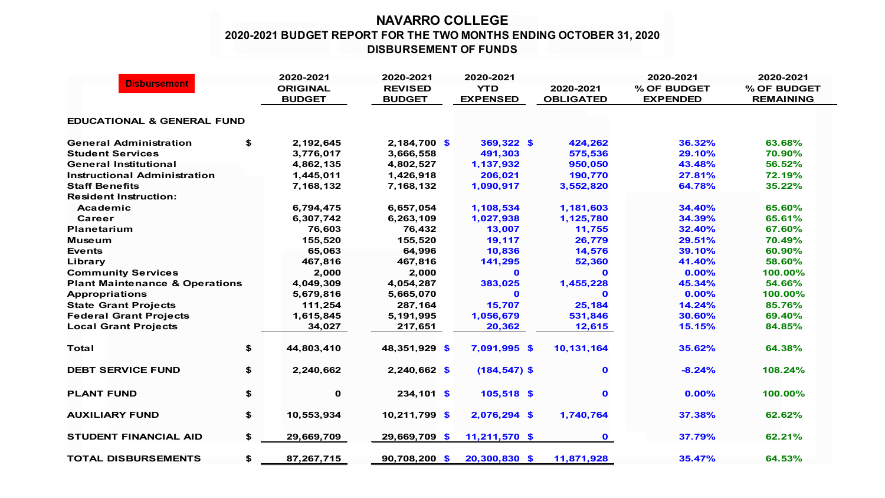# NAVARRO COLLEGE

## 2020-2021 BUDGET REPORT FOR THE TWO MONTHS ENDING OCTOBER 31, 2020

## DISBURSEMENT OF FUNDS

| Disbursement | | 2020-2021 ORIGINAL BUDGET | 2020-2021 REVISED BUDGET | | 2020-2021 YTD EXPENSED | | 2020-2021 OBLIGATED | 2020-2021 % OF BUDGET EXPENDED | 2020-2021 % OF BUDGET REMAINING |
|---|---|---|---|---|---|---|---|---|---|
| **EDUCATIONAL & GENERAL FUND** | | | | | | | | | |
| General Administration | $ | 2,192,645 | 2,184,700 | $ | 369,322 | $ | 424,262 | 36.32% | 63.68% |
| Student Services | | 3,776,017 | 3,666,558 | | 491,303 | | 575,536 | 29.10% | 70.90% |
| General Institutional | | 4,862,135 | 4,802,527 | | 1,137,932 | | 950,050 | 43.48% | 56.52% |
| Instructional Administration | | 1,445,011 | 1,426,918 | | 206,021 | | 190,770 | 27.81% | 72.19% |
| Staff Benefits | | 7,168,132 | 7,168,132 | | 1,090,917 | | 3,552,820 | 64.78% | 35.22% |
| Resident Instruction: | | | | | | | | | |
| Academic | | 6,794,475 | 6,657,054 | | 1,108,534 | | 1,181,603 | 34.40% | 65.60% |
| Career | | 6,307,742 | 6,263,109 | | 1,027,938 | | 1,125,780 | 34.39% | 65.61% |
| Planetarium | | 76,603 | 76,432 | | 13,007 | | 11,755 | 32.40% | 67.60% |
| Museum | | 155,520 | 155,520 | | 19,117 | | 26,779 | 29.51% | 70.49% |
| Events | | 65,063 | 64,996 | | 10,836 | | 14,576 | 39.10% | 60.90% |
| Library | | 467,816 | 467,816 | | 141,295 | | 52,360 | 41.40% | 58.60% |
| Community Services | | 2,000 | 2,000 | | 0 | | 0 | 0.00% | 100.00% |
| Plant Maintenance & Operations | | 4,049,309 | 4,054,287 | | 383,025 | | 1,455,228 | 45.34% | 54.66% |
| Appropriations | | 5,679,816 | 5,665,070 | | 0 | | 0 | 0.00% | 100.00% |
| State Grant Projects | | 111,254 | 287,164 | | 15,707 | | 25,184 | 14.24% | 85.76% |
| Federal Grant Projects | | 1,615,845 | 5,191,995 | | 1,056,679 | | 531,846 | 30.60% | 69.40% |
| Local Grant Projects | | 34,027 | 217,651 | | 20,362 | | 12,615 | 15.15% | 84.85% |
| **Total** | $ | 44,803,410 | 48,351,929 | $ | 7,091,995 | $ | 10,131,164 | 35.62% | 64.38% |
| **DEBT SERVICE FUND** | $ | 2,240,662 | 2,240,662 | $ | (184,547) | $ | 0 | -8.24% | 108.24% |
| **PLANT FUND** | $ | 0 | 234,101 | $ | 105,518 | $ | 0 | 0.00% | 100.00% |
| **AUXILIARY FUND** | $ | 10,553,934 | 10,211,799 | $ | 2,076,294 | $ | 1,740,764 | 37.38% | 62.62% |
| **STUDENT FINANCIAL AID** | $ | 29,669,709 | 29,669,709 | $ | 11,211,570 | $ | 0 | 37.79% | 62.21% |
| **TOTAL DISBURSEMENTS** | $ | 87,267,715 | 90,708,200 | $ | 20,300,830 | $ | 11,871,928 | 35.47% | 64.53% |